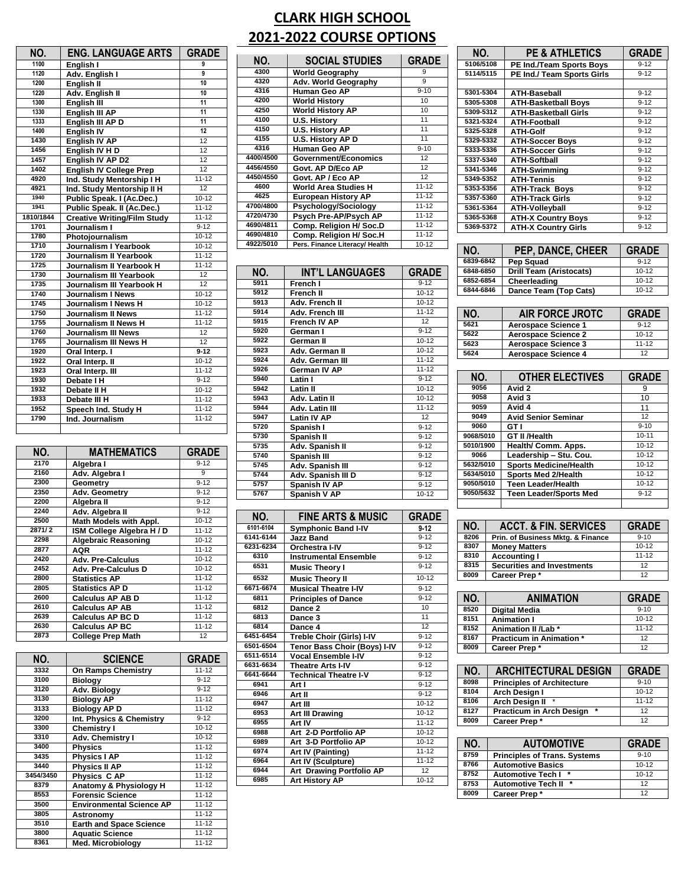# CLARK HIGH SCHOOL
# 2021-2022 COURSE OPTIONS

| NO. | ENG. LANGUAGE ARTS | GRADE |
|---|---|---|
| 1100 | English I | 9 |
| 1120 | Adv. English I | 9 |
| 1200 | English II | 10 |
| 1220 | Adv. English II | 10 |
| 1300 | English III | 11 |
| 1330 | English III AP | 11 |
| 1333 | English III AP D | 11 |
| 1400 | English IV | 12 |
| 1430 | English IV AP | 12 |
| 1456 | English IV H D | 12 |
| 1457 | English IV AP D2 | 12 |
| 1402 | English IV College Prep | 12 |
| 4920 | Ind. Study Mentorship I H | 11-12 |
| 4921 | Ind. Study Mentorship II H | 12 |
| 1940 | Public Speak. I (Ac.Dec.) | 10-12 |
| 1941 | Public Speak. II (Ac.Dec.) | 11-12 |
| 1810/1844 | Creative Writing/Film Study | 11-12 |
| 1701 | Journalism I | 9-12 |
| 1780 | Photojournalism | 10-12 |
| 1710 | Journalism I Yearbook | 10-12 |
| 1720 | Journalism II Yearbook | 11-12 |
| 1725 | Journalism II Yearbook H | 11-12 |
| 1730 | Journalism III Yearbook | 12 |
| 1735 | Journalism III Yearbook H | 12 |
| 1740 | Journalism I News | 10-12 |
| 1745 | Journalism I News H | 10-12 |
| 1750 | Journalism II News | 11-12 |
| 1755 | Journalism II News H | 11-12 |
| 1760 | Journalism III News | 12 |
| 1765 | Journalism III News H | 12 |
| 1920 | Oral Interp. I | 9-12 |
| 1922 | Oral Interp. II | 10-12 |
| 1923 | Oral Interp. III | 11-12 |
| 1930 | Debate I H | 9-12 |
| 1932 | Debate II H | 10-12 |
| 1933 | Debate III H | 11-12 |
| 1952 | Speech Ind. Study H | 11-12 |
| 1790 | Ind. Journalism | 11-12 |

| NO. | MATHEMATICS | GRADE |
|---|---|---|
| 2170 | Algebra I | 9-12 |
| 2160 | Adv. Algebra I | 9 |
| 2300 | Geometry | 9-12 |
| 2350 | Adv. Geometry | 9-12 |
| 2200 | Algebra II | 9-12 |
| 2240 | Adv. Algebra II | 9-12 |
| 2500 | Math Models with Appl. | 10-12 |
| 2871/ 2 | ISM College Algebra H / D | 11-12 |
| 2298 | Algebraic Reasoning | 10-12 |
| 2877 | AQR | 11-12 |
| 2420 | Adv. Pre-Calculus | 10-12 |
| 2452 | Adv. Pre-Calculus D | 10-12 |
| 2800 | Statistics AP | 11-12 |
| 2805 | Statistics AP D | 11-12 |
| 2600 | Calculus AP AB D | 11-12 |
| 2610 | Calculus AP AB | 11-12 |
| 2639 | Calculus AP BC D | 11-12 |
| 2630 | Calculus AP BC | 11-12 |
| 2873 | College Prep Math | 12 |

| NO. | SCIENCE | GRADE |
|---|---|---|
| 3332 | On Ramps Chemistry | 11-12 |
| 3100 | Biology | 9-12 |
| 3120 | Adv. Biology | 9-12 |
| 3130 | Biology AP | 11-12 |
| 3133 | Biology AP D | 11-12 |
| 3200 | Int. Physics & Chemistry | 9-12 |
| 3300 | Chemistry I | 10-12 |
| 3310 | Adv. Chemistry I | 10-12 |
| 3400 | Physics | 11-12 |
| 3435 | Physics I AP | 11-12 |
| 3440 | Physics II AP | 11-12 |
| 3454/3450 | Physics C AP | 11-12 |
| 8379 | Anatomy & Physiology H | 11-12 |
| 8553 | Forensic Science | 11-12 |
| 3500 | Environmental Science AP | 11-12 |
| 3805 | Astronomy | 11-12 |
| 3510 | Earth and Space Science | 11-12 |
| 3800 | Aquatic Science | 11-12 |
| 8361 | Med. Microbiology | 11-12 |

| NO. | SOCIAL STUDIES | GRADE |
|---|---|---|
| 4300 | World Geography | 9 |
| 4320 | Adv. World Geography | 9 |
| 4316 | Human Geo AP | 9-10 |
| 4200 | World History | 10 |
| 4250 | World History AP | 10 |
| 4100 | U.S. History | 11 |
| 4150 | U.S. History AP | 11 |
| 4155 | U.S. History AP D | 11 |
| 4316 | Human Geo AP | 9-10 |
| 4400/4500 | Government/Economics | 12 |
| 4456/4550 | Govt. AP D/Eco AP | 12 |
| 4450/4550 | Govt. AP / Eco AP | 12 |
| 4600 | World Area Studies H | 11-12 |
| 4625 | European History AP | 11-12 |
| 4700/4800 | Psychology/Sociology | 11-12 |
| 4720/4730 | Psych Pre-AP/Psych AP | 11-12 |
| 4690/4811 | Comp. Religion H/ Soc.D | 11-12 |
| 4690/4810 | Comp. Religion H/ Soc.H | 11-12 |
| 4922/5010 | Pers. Finance Literacy/ Health | 10-12 |

| NO. | INT'L LANGUAGES | GRADE |
|---|---|---|
| 5911 | French I | 9-12 |
| 5912 | French II | 10-12 |
| 5913 | Adv. French II | 10-12 |
| 5914 | Adv. French III | 11-12 |
| 5915 | French IV AP | 12 |
| 5920 | German I | 9-12 |
| 5922 | German II | 10-12 |
| 5923 | Adv. German II | 10-12 |
| 5924 | Adv. German III | 11-12 |
| 5926 | German IV AP | 11-12 |
| 5940 | Latin I | 9-12 |
| 5942 | Latin II | 10-12 |
| 5943 | Adv. Latin II | 10-12 |
| 5944 | Adv. Latin III | 11-12 |
| 5947 | Latin IV AP | 12 |
| 5720 | Spanish I | 9-12 |
| 5730 | Spanish II | 9-12 |
| 5735 | Adv. Spanish II | 9-12 |
| 5740 | Spanish III | 9-12 |
| 5745 | Adv. Spanish III | 9-12 |
| 5744 | Adv. Spanish III D | 9-12 |
| 5757 | Spanish IV AP | 9-12 |
| 5767 | Spanish V AP | 10-12 |

| NO. | FINE ARTS & MUSIC | GRADE |
|---|---|---|
| 6101-6104 | Symphonic Band I-IV | 9-12 |
| 6141-6144 | Jazz Band | 9-12 |
| 6231-6234 | Orchestra I-IV | 9-12 |
| 6310 | Instrumental Ensemble | 9-12 |
| 6531 | Music Theory I | 9-12 |
| 6532 | Music Theory II | 10-12 |
| 6671-6674 | Musical Theatre I-IV | 9-12 |
| 6811 | Principles of Dance | 9-12 |
| 6812 | Dance 2 | 10 |
| 6813 | Dance 3 | 11 |
| 6814 | Dance 4 | 12 |
| 6451-6454 | Treble Choir (Girls) I-IV | 9-12 |
| 6501-6504 | Tenor Bass Choir (Boys) I-IV | 9-12 |
| 6511-6514 | Vocal Ensemble I-IV | 9-12 |
| 6631-6634 | Theatre Arts I-IV | 9-12 |
| 6641-6644 | Technical Theatre I-V | 9-12 |
| 6941 | Art I | 9-12 |
| 6946 | Art II | 9-12 |
| 6947 | Art III | 10-12 |
| 6953 | Art III Drawing | 10-12 |
| 6955 | Art IV | 11-12 |
| 6988 | Art 2-D Portfolio AP | 10-12 |
| 6989 | Art 3-D Portfolio AP | 10-12 |
| 6974 | Art IV (Painting) | 11-12 |
| 6964 | Art IV (Sculpture) | 11-12 |
| 6944 | Art Drawing Portfolio AP | 12 |
| 6985 | Art History AP | 10-12 |

| NO. | PE & ATHLETICS | GRADE |
|---|---|---|
| 5106/5108 | PE Ind./Team Sports Boys | 9-12 |
| 5114/5115 | PE Ind./ Team Sports Girls | 9-12 |
| 5301-5304 | ATH-Baseball | 9-12 |
| 5305-5308 | ATH-Basketball Boys | 9-12 |
| 5309-5312 | ATH-Basketball Girls | 9-12 |
| 5321-5324 | ATH-Football | 9-12 |
| 5325-5328 | ATH-Golf | 9-12 |
| 5329-5332 | ATH-Soccer Boys | 9-12 |
| 5333-5336 | ATH-Soccer Girls | 9-12 |
| 5337-5340 | ATH-Softball | 9-12 |
| 5341-5346 | ATH-Swimming | 9-12 |
| 5349-5352 | ATH-Tennis | 9-12 |
| 5353-5356 | ATH-Track Boys | 9-12 |
| 5357-5360 | ATH-Track Girls | 9-12 |
| 5361-5364 | ATH-Volleyball | 9-12 |
| 5365-5368 | ATH-X Country Boys | 9-12 |
| 5369-5372 | ATH-X Country Girls | 9-12 |

| NO. | PEP, DANCE, CHEER | GRADE |
|---|---|---|
| 6839-6842 | Pep Squad | 9-12 |
| 6848-6850 | Drill Team (Aristocats) | 10-12 |
| 6852-6854 | Cheerleading | 10-12 |
| 6844-6846 | Dance Team (Top Cats) | 10-12 |

| NO. | AIR FORCE JROTC | GRADE |
|---|---|---|
| 5621 | Aerospace Science 1 | 9-12 |
| 5622 | Aerospace Science 2 | 10-12 |
| 5623 | Aerospace Science 3 | 11-12 |
| 5624 | Aerospace Science 4 | 12 |

| NO. | OTHER ELECTIVES | GRADE |
|---|---|---|
| 9056 | Avid 2 | 9 |
| 9058 | Avid 3 | 10 |
| 9059 | Avid 4 | 11 |
| 9049 | Avid Senior Seminar | 12 |
| 9060 | GT I | 9-10 |
| 9068/5010 | GT II /Health | 10-11 |
| 5010/1900 | Health/ Comm. Apps. | 10-12 |
| 9066 | Leadership – Stu. Cou. | 10-12 |
| 5632/5010 | Sports Medicine/Health | 10-12 |
| 5634/5010 | Sports Med 2/Health | 10-12 |
| 9050/5010 | Teen Leader/Health | 10-12 |
| 9050/5632 | Teen Leader/Sports Med | 9-12 |

| NO. | ACCT. & FIN. SERVICES | GRADE |
|---|---|---|
| 8206 | Prin. of Business Mktg. & Finance | 9-10 |
| 8307 | Money Matters | 10-12 |
| 8310 | Accounting I | 11-12 |
| 8315 | Securities and Investments | 12 |
| 8009 | Career Prep * | 12 |

| NO. | ANIMATION | GRADE |
|---|---|---|
| 8520 | Digital Media | 9-10 |
| 8151 | Animation I | 10-12 |
| 8152 | Animation II /Lab * | 11-12 |
| 8167 | Practicum in Animation * | 12 |
| 8009 | Career Prep * | 12 |

| NO. | ARCHITECTURAL DESIGN | GRADE |
|---|---|---|
| 8098 | Principles of Architecture | 9-10 |
| 8104 | Arch Design I | 10-12 |
| 8106 | Arch Design II * | 11-12 |
| 8127 | Practicum in Arch Design * | 12 |
| 8009 | Career Prep * | 12 |

| NO. | AUTOMOTIVE | GRADE |
|---|---|---|
| 8759 | Principles of Trans. Systems | 9-10 |
| 8766 | Automotive Basics | 10-12 |
| 8752 | Automotive Tech I * | 10-12 |
| 8753 | Automotive Tech II * | 12 |
| 8009 | Career Prep * | 12 |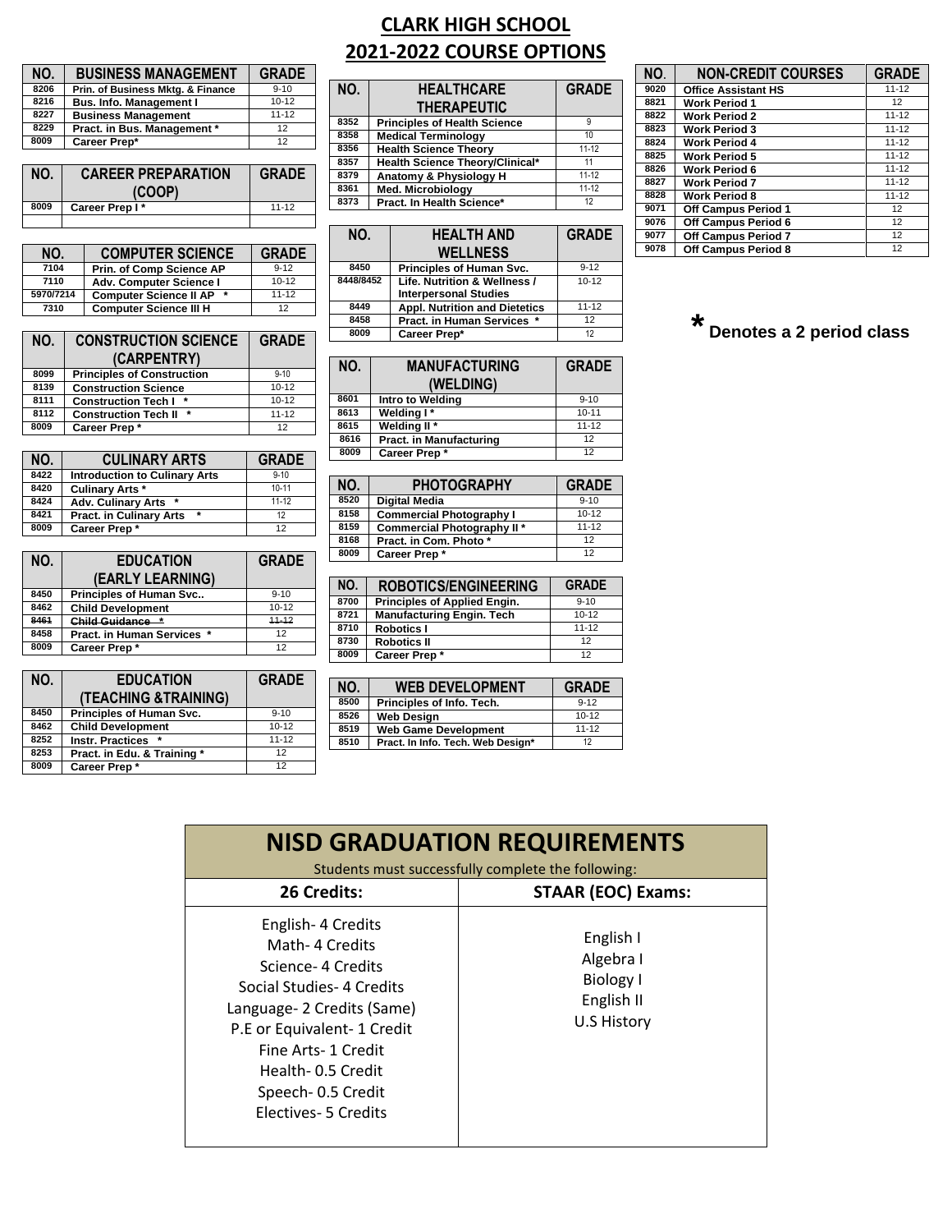# CLARK HIGH SCHOOL
## 2021-2022 COURSE OPTIONS

| NO. | BUSINESS MANAGEMENT | GRADE |
|---|---|---|
| 8206 | Prin. of Business Mktg. & Finance | 9-10 |
| 8216 | Bus. Info. Management I | 10-12 |
| 8227 | Business Management | 11-12 |
| 8229 | Pract. in Bus. Management * | 12 |
| 8009 | Career Prep* | 12 |

| NO. | CAREER PREPARATION (COOP) | GRADE |
|---|---|---|
| 8009 | Career Prep I * | 11-12 |
| | | |

| NO. | COMPUTER SCIENCE | GRADE |
|---|---|---|
| 7104 | Prin. of Comp Science AP | 9-12 |
| 7110 | Adv. Computer Science I | 10-12 |
| 5970/7214 | Computer Science II AP * | 11-12 |
| 7310 | Computer Science III H | 12 |

| NO. | CONSTRUCTION SCIENCE (CARPENTRY) | GRADE |
|---|---|---|
| 8099 | Principles of Construction | 9-10 |
| 8139 | Construction Science | 10-12 |
| 8111 | Construction Tech I * | 10-12 |
| 8112 | Construction Tech II * | 11-12 |
| 8009 | Career Prep * | 12 |

| NO. | CULINARY ARTS | GRADE |
|---|---|---|
| 8422 | Introduction to Culinary Arts | 9-10 |
| 8420 | Culinary Arts * | 10-11 |
| 8424 | Adv. Culinary Arts * | 11-12 |
| 8421 | Pract. in Culinary Arts * | 12 |
| 8009 | Career Prep * | 12 |

| NO. | EDUCATION (EARLY LEARNING) | GRADE |
|---|---|---|
| 8450 | Principles of Human Svc.. | 9-10 |
| 8462 | Child Development | 10-12 |
| ~~8461~~ | ~~Child Guidance *~~ | ~~11-12~~ |
| 8458 | Pract. in Human Services * | 12 |
| 8009 | Career Prep * | 12 |

| NO. | EDUCATION (TEACHING &TRAINING) | GRADE |
|---|---|---|
| 8450 | Principles of Human Svc. | 9-10 |
| 8462 | Child Development | 10-12 |
| 8252 | Instr. Practices * | 11-12 |
| 8253 | Pract. in Edu. & Training * | 12 |
| 8009 | Career Prep * | 12 |

| NO. | HEALTHCARE THERAPEUTIC | GRADE |
|---|---|---|
| 8352 | Principles of Health Science | 9 |
| 8358 | Medical Terminology | 10 |
| 8356 | Health Science Theory | 11-12 |
| 8357 | Health Science Theory/Clinical* | 11 |
| 8379 | Anatomy & Physiology H | 11-12 |
| 8361 | Med. Microbiology | 11-12 |
| 8373 | Pract. In Health Science* | 12 |

| NO. | HEALTH AND WELLNESS | GRADE |
|---|---|---|
| 8450 | Principles of Human Svc. | 9-12 |
| 8448/8452 | Life. Nutrition & Wellness / Interpersonal Studies | 10-12 |
| 8449 | Appl. Nutrition and Dietetics | 11-12 |
| 8458 | Pract. in Human Services * | 12 |
| 8009 | Career Prep* | 12 |

| NO. | MANUFACTURING (WELDING) | GRADE |
|---|---|---|
| 8601 | Intro to Welding | 9-10 |
| 8613 | Welding I * | 10-11 |
| 8615 | Welding II * | 11-12 |
| 8616 | Pract. in Manufacturing | 12 |
| 8009 | Career Prep * | 12 |

| NO. | PHOTOGRAPHY | GRADE |
|---|---|---|
| 8520 | Digital Media | 9-10 |
| 8158 | Commercial Photography I | 10-12 |
| 8159 | Commercial Photography II * | 11-12 |
| 8168 | Pract. in Com. Photo * | 12 |
| 8009 | Career Prep * | 12 |

| NO. | ROBOTICS/ENGINEERING | GRADE |
|---|---|---|
| 8700 | Principles of Applied Engin. | 9-10 |
| 8721 | Manufacturing Engin. Tech | 10-12 |
| 8710 | Robotics I | 11-12 |
| 8730 | Robotics II | 12 |
| 8009 | Career Prep * | 12 |

| NO. | WEB DEVELOPMENT | GRADE |
|---|---|---|
| 8500 | Principles of Info. Tech. | 9-12 |
| 8526 | Web Design | 10-12 |
| 8519 | Web Game Development | 11-12 |
| 8510 | Pract. In Info. Tech. Web Design* | 12 |

| NO. | NON-CREDIT COURSES | GRADE |
|---|---|---|
| 9020 | Office Assistant HS | 11-12 |
| 8821 | Work Period 1 | 12 |
| 8822 | Work Period 2 | 11-12 |
| 8823 | Work Period 3 | 11-12 |
| 8824 | Work Period 4 | 11-12 |
| 8825 | Work Period 5 | 11-12 |
| 8826 | Work Period 6 | 11-12 |
| 8827 | Work Period 7 | 11-12 |
| 8828 | Work Period 8 | 11-12 |
| 9071 | Off Campus Period 1 | 12 |
| 9076 | Off Campus Period 6 | 12 |
| 9077 | Off Campus Period 7 | 12 |
| 9078 | Off Campus Period 8 | 12 |

**\* Denotes a 2 period class**

## NISD GRADUATION REQUIREMENTS

Students must successfully complete the following:

| 26 Credits: | STAAR (EOC) Exams: |
|---|---|
| English- 4 Credits<br>Math- 4 Credits<br>Science- 4 Credits<br>Social Studies- 4 Credits<br>Language- 2 Credits (Same)<br>P.E or Equivalent- 1 Credit<br>Fine Arts- 1 Credit<br>Health- 0.5 Credit<br>Speech- 0.5 Credit<br>Electives- 5 Credits | English I<br>Algebra I<br>Biology I<br>English II<br>U.S History |